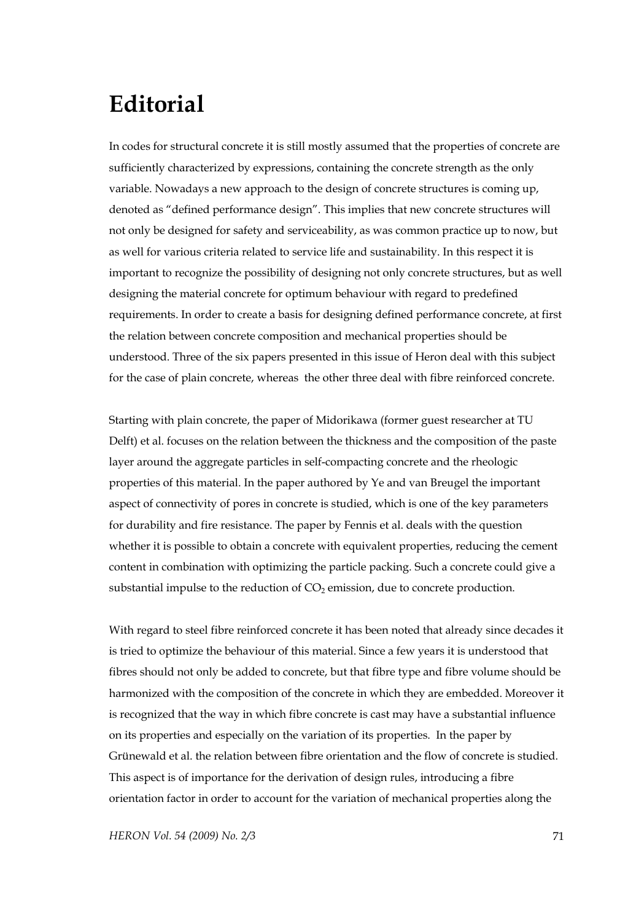# Editorial

In codes for structural concrete it is still mostly assumed that the properties of concrete are sufficiently characterized by expressions, containing the concrete strength as the only variable. Nowadays a new approach to the design of concrete structures is coming up, denoted as "defined performance design". This implies that new concrete structures will not only be designed for safety and serviceability, as was common practice up to now, but as well for various criteria related to service life and sustainability. In this respect it is important to recognize the possibility of designing not only concrete structures, but as well designing the material concrete for optimum behaviour with regard to predefined requirements. In order to create a basis for designing defined performance concrete, at first the relation between concrete composition and mechanical properties should be understood. Three of the six papers presented in this issue of Heron deal with this subject for the case of plain concrete, whereas the other three deal with fibre reinforced concrete.

Starting with plain concrete, the paper of Midorikawa (former guest researcher at TU Delft) et al. focuses on the relation between the thickness and the composition of the paste layer around the aggregate particles in self-compacting concrete and the rheologic properties of this material. In the paper authored by Ye and van Breugel the important aspect of connectivity of pores in concrete is studied, which is one of the key parameters for durability and fire resistance. The paper by Fennis et al. deals with the question whether it is possible to obtain a concrete with equivalent properties, reducing the cement content in combination with optimizing the particle packing. Such a concrete could give a substantial impulse to the reduction of $CO_2$ emission, due to concrete production.

With regard to steel fibre reinforced concrete it has been noted that already since decades it is tried to optimize the behaviour of this material. Since a few years it is understood that fibres should not only be added to concrete, but that fibre type and fibre volume should be harmonized with the composition of the concrete in which they are embedded. Moreover it is recognized that the way in which fibre concrete is cast may have a substantial influence on its properties and especially on the variation of its properties. In the paper by Grünewald et al. the relation between fibre orientation and the flow of concrete is studied. This aspect is of importance for the derivation of design rules, introducing a fibre orientation factor in order to account for the variation of mechanical properties along the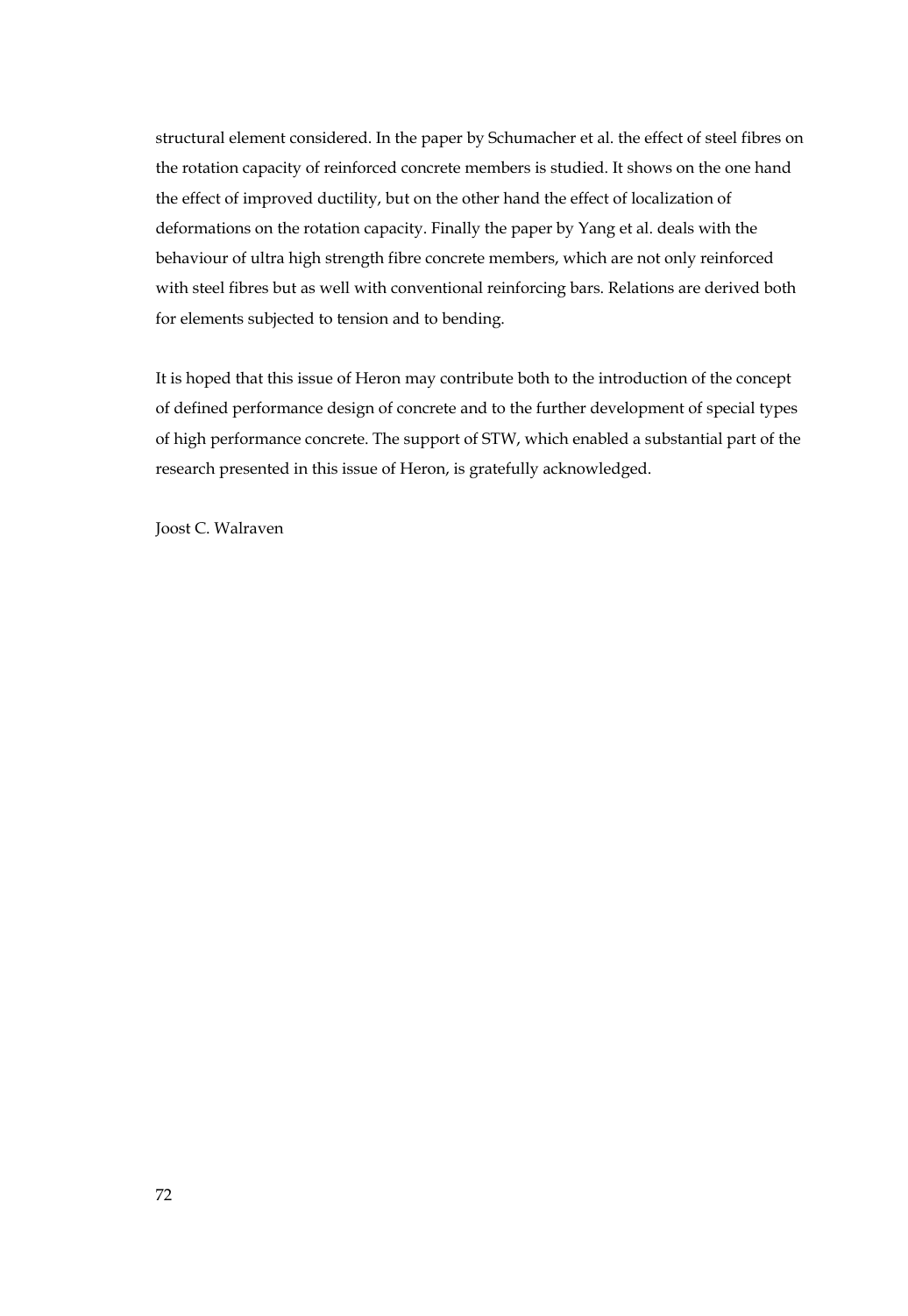structural element considered. In the paper by Schumacher et al. the effect of steel fibres on the rotation capacity of reinforced concrete members is studied. It shows on the one hand the effect of improved ductility, but on the other hand the effect of localization of deformations on the rotation capacity. Finally the paper by Yang et al. deals with the behaviour of ultra high strength fibre concrete members, which are not only reinforced with steel fibres but as well with conventional reinforcing bars. Relations are derived both for elements subjected to tension and to bending.

It is hoped that this issue of Heron may contribute both to the introduction of the concept of defined performance design of concrete and to the further development of special types of high performance concrete. The support of STW, which enabled a substantial part of the research presented in this issue of Heron, is gratefully acknowledged.

Joost C. Walraven